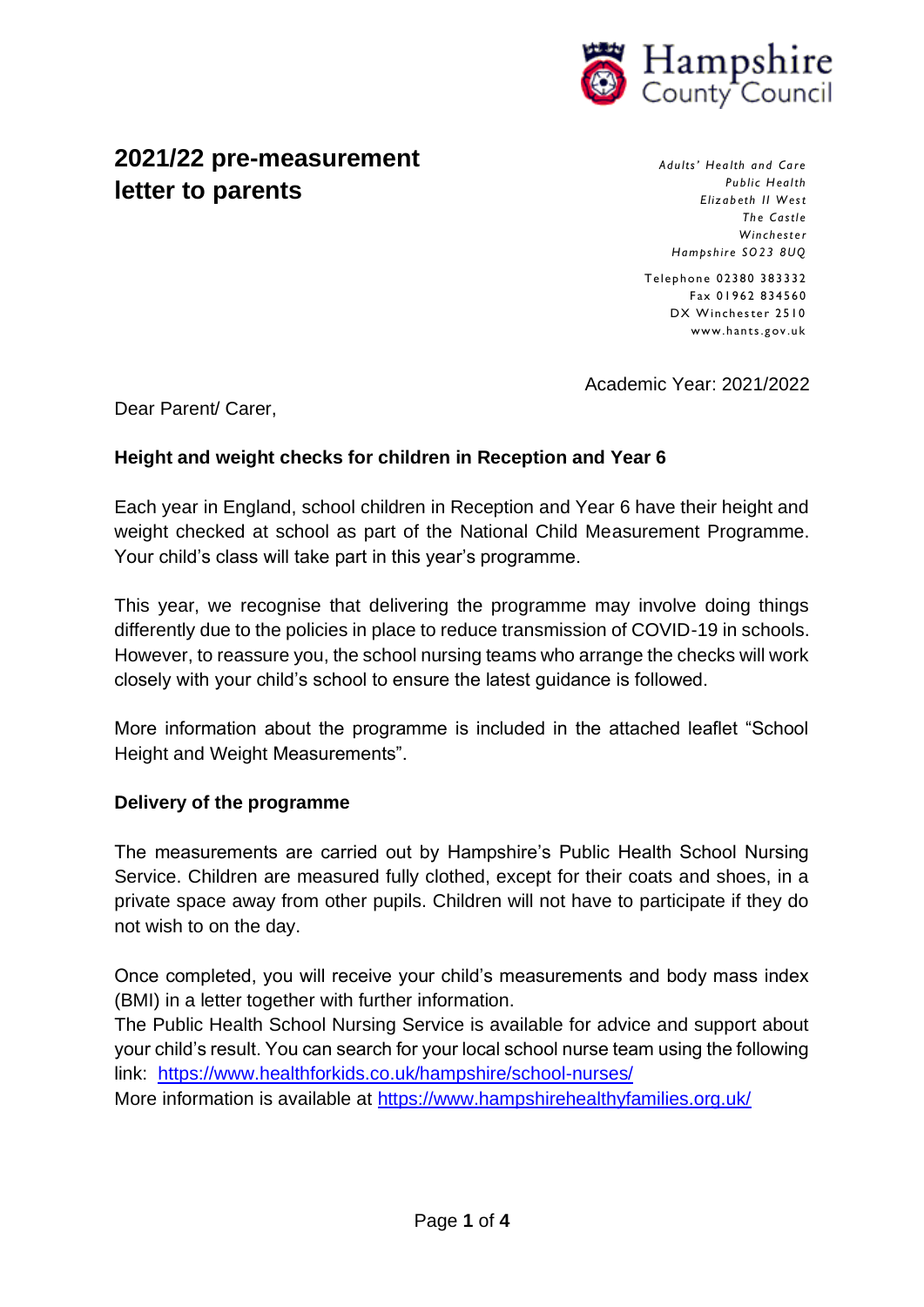Hampshire County Council

# 2021/22 pre-measurement letter to parents

*Adults' Health and Care*
*Public Health*
*Elizabeth II West*
*The Castle*
*Winchester*
*Hampshire SO23 8UQ*

Telephone 02380 383332
Fax 01962 834560
DX Winchester 2510
www.hants.gov.uk

Academic Year: 2021/2022

Dear Parent/ Carer,

**Height and weight checks for children in Reception and Year 6**

Each year in England, school children in Reception and Year 6 have their height and weight checked at school as part of the National Child Measurement Programme. Your child's class will take part in this year's programme.

This year, we recognise that delivering the programme may involve doing things differently due to the policies in place to reduce transmission of COVID-19 in schools. However, to reassure you, the school nursing teams who arrange the checks will work closely with your child's school to ensure the latest guidance is followed.

More information about the programme is included in the attached leaflet "School Height and Weight Measurements".

**Delivery of the programme**

The measurements are carried out by Hampshire's Public Health School Nursing Service. Children are measured fully clothed, except for their coats and shoes, in a private space away from other pupils. Children will not have to participate if they do not wish to on the day.

Once completed, you will receive your child's measurements and body mass index (BMI) in a letter together with further information.
The Public Health School Nursing Service is available for advice and support about your child's result. You can search for your local school nurse team using the following link: https://www.healthforkids.co.uk/hampshire/school-nurses/
More information is available at https://www.hampshirehealthyfamilies.org.uk/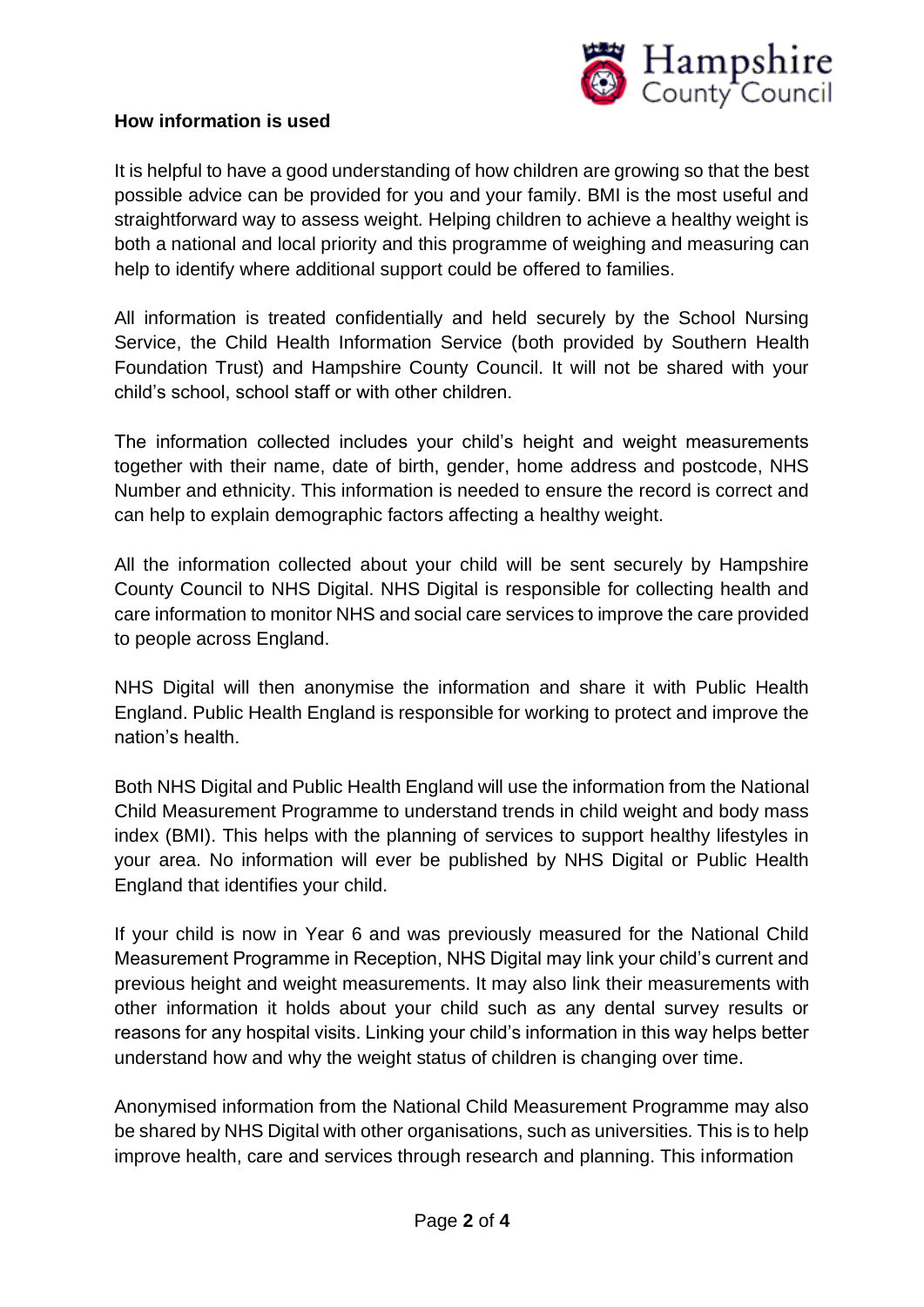**How information is used**

It is helpful to have a good understanding of how children are growing so that the best possible advice can be provided for you and your family. BMI is the most useful and straightforward way to assess weight. Helping children to achieve a healthy weight is both a national and local priority and this programme of weighing and measuring can help to identify where additional support could be offered to families.

All information is treated confidentially and held securely by the School Nursing Service, the Child Health Information Service (both provided by Southern Health Foundation Trust) and Hampshire County Council. It will not be shared with your child's school, school staff or with other children.

The information collected includes your child's height and weight measurements together with their name, date of birth, gender, home address and postcode, NHS Number and ethnicity. This information is needed to ensure the record is correct and can help to explain demographic factors affecting a healthy weight.

All the information collected about your child will be sent securely by Hampshire County Council to NHS Digital. NHS Digital is responsible for collecting health and care information to monitor NHS and social care services to improve the care provided to people across England.

NHS Digital will then anonymise the information and share it with Public Health England. Public Health England is responsible for working to protect and improve the nation's health.

Both NHS Digital and Public Health England will use the information from the National Child Measurement Programme to understand trends in child weight and body mass index (BMI). This helps with the planning of services to support healthy lifestyles in your area. No information will ever be published by NHS Digital or Public Health England that identifies your child.

If your child is now in Year 6 and was previously measured for the National Child Measurement Programme in Reception, NHS Digital may link your child's current and previous height and weight measurements. It may also link their measurements with other information it holds about your child such as any dental survey results or reasons for any hospital visits. Linking your child's information in this way helps better understand how and why the weight status of children is changing over time.

Anonymised information from the National Child Measurement Programme may also be shared by NHS Digital with other organisations, such as universities. This is to help improve health, care and services through research and planning. This information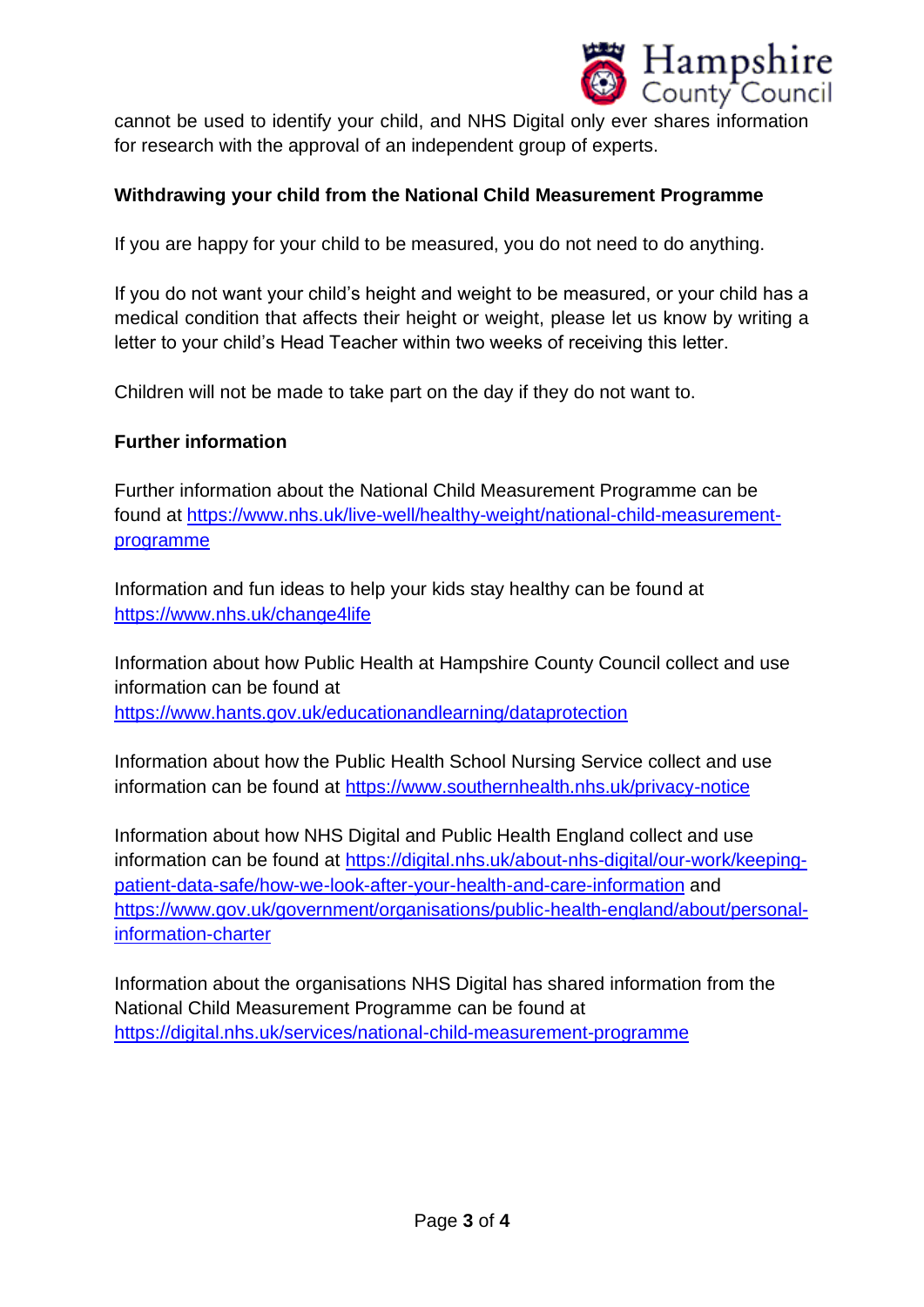cannot be used to identify your child, and NHS Digital only ever shares information for research with the approval of an independent group of experts.

**Withdrawing your child from the National Child Measurement Programme**

If you are happy for your child to be measured, you do not need to do anything.

If you do not want your child's height and weight to be measured, or your child has a medical condition that affects their height or weight, please let us know by writing a letter to your child's Head Teacher within two weeks of receiving this letter.

Children will not be made to take part on the day if they do not want to.

**Further information**

Further information about the National Child Measurement Programme can be found at https://www.nhs.uk/live-well/healthy-weight/national-child-measurement-programme

Information and fun ideas to help your kids stay healthy can be found at https://www.nhs.uk/change4life

Information about how Public Health at Hampshire County Council collect and use information can be found at https://www.hants.gov.uk/educationandlearning/dataprotection

Information about how the Public Health School Nursing Service collect and use information can be found at https://www.southernhealth.nhs.uk/privacy-notice

Information about how NHS Digital and Public Health England collect and use information can be found at https://digital.nhs.uk/about-nhs-digital/our-work/keeping-patient-data-safe/how-we-look-after-your-health-and-care-information and https://www.gov.uk/government/organisations/public-health-england/about/personal-information-charter

Information about the organisations NHS Digital has shared information from the National Child Measurement Programme can be found at https://digital.nhs.uk/services/national-child-measurement-programme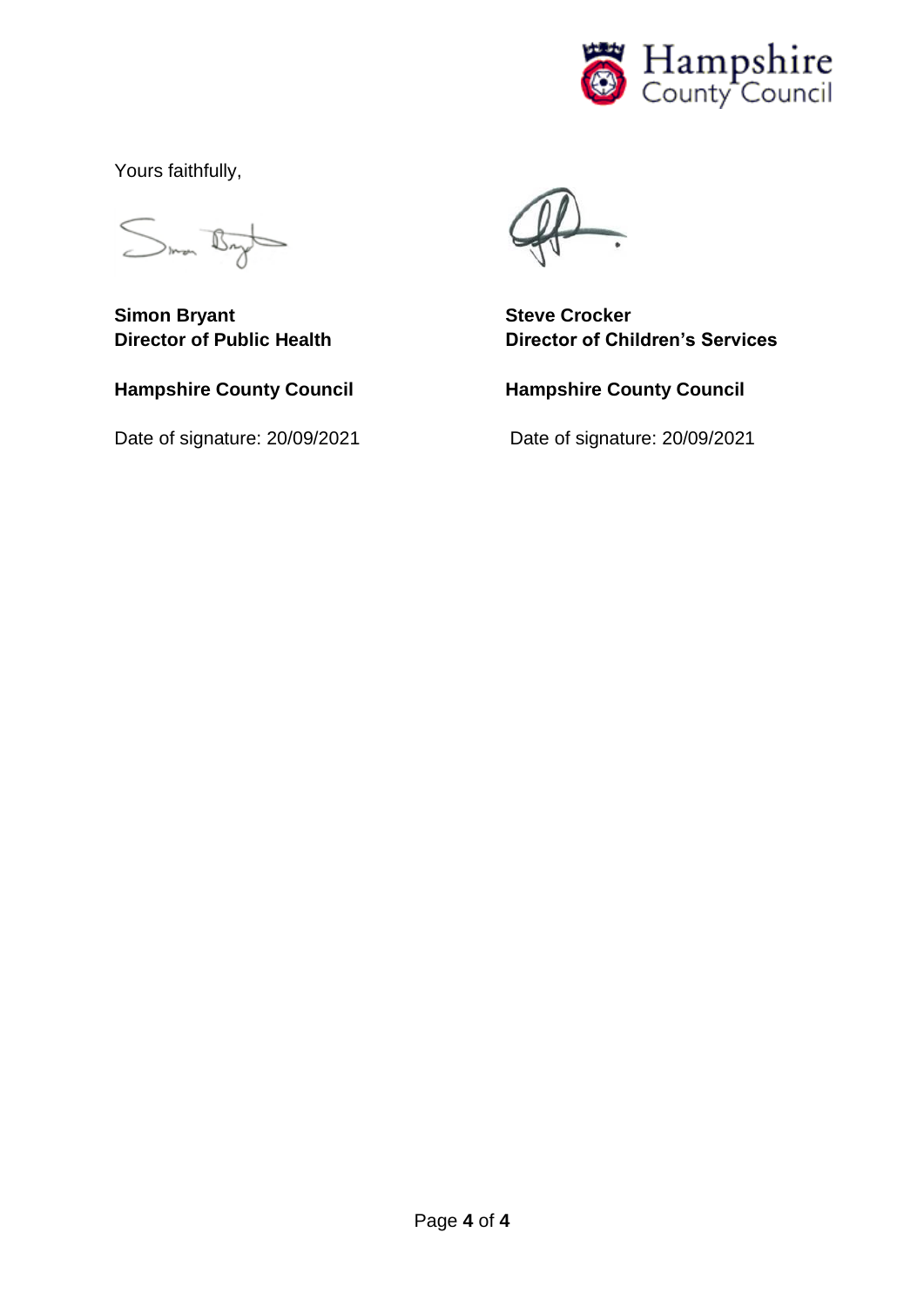Yours faithfully,

**Simon Bryant**
**Director of Public Health**

**Hampshire County Council**

Date of signature: 20/09/2021

**Steve Crocker**
**Director of Children's Services**

**Hampshire County Council**

Date of signature: 20/09/2021